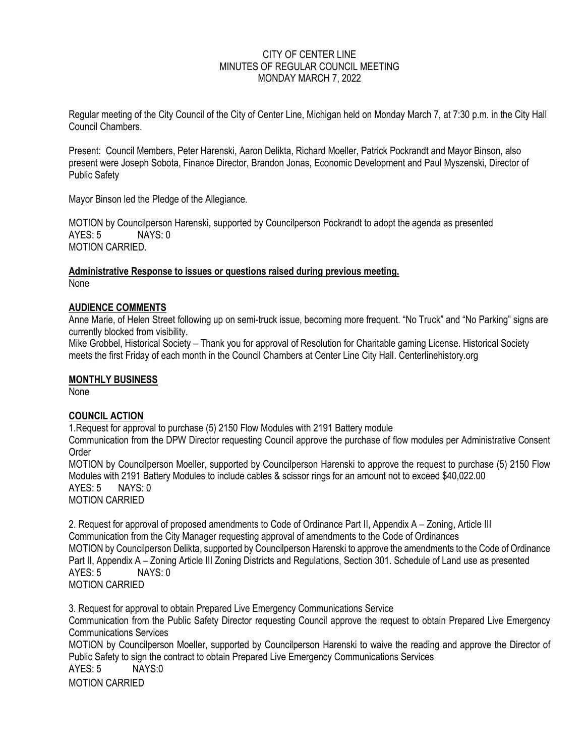CITY OF CENTER LINE
MINUTES OF REGULAR COUNCIL MEETING
MONDAY MARCH 7, 2022

Regular meeting of the City Council of the City of Center Line, Michigan held on Monday March 7, at 7:30 p.m. in the City Hall Council Chambers.

Present: Council Members, Peter Harenski, Aaron Delikta, Richard Moeller, Patrick Pockrandt and Mayor Binson, also present were Joseph Sobota, Finance Director, Brandon Jonas, Economic Development and Paul Myszenski, Director of Public Safety

Mayor Binson led the Pledge of the Allegiance.

MOTION by Councilperson Harenski, supported by Councilperson Pockrandt to adopt the agenda as presented
AYES: 5 NAYS: 0
MOTION CARRIED.

**Administrative Response to issues or questions raised during previous meeting.**
None

**AUDIENCE COMMENTS**
Anne Marie, of Helen Street following up on semi-truck issue, becoming more frequent. "No Truck" and "No Parking" signs are currently blocked from visibility.
Mike Grobbel, Historical Society – Thank you for approval of Resolution for Charitable gaming License. Historical Society meets the first Friday of each month in the Council Chambers at Center Line City Hall. Centerlinehistory.org

**MONTHLY BUSINESS**
None

**COUNCIL ACTION**
1.Request for approval to purchase (5) 2150 Flow Modules with 2191 Battery module
Communication from the DPW Director requesting Council approve the purchase of flow modules per Administrative Consent Order
MOTION by Councilperson Moeller, supported by Councilperson Harenski to approve the request to purchase (5) 2150 Flow Modules with 2191 Battery Modules to include cables & scissor rings for an amount not to exceed $40,022.00
AYES: 5 NAYS: 0
MOTION CARRIED

2. Request for approval of proposed amendments to Code of Ordinance Part II, Appendix A – Zoning, Article III
Communication from the City Manager requesting approval of amendments to the Code of Ordinances
MOTION by Councilperson Delikta, supported by Councilperson Harenski to approve the amendments to the Code of Ordinance Part II, Appendix A – Zoning Article III Zoning Districts and Regulations, Section 301. Schedule of Land use as presented
AYES: 5 NAYS: 0
MOTION CARRIED

3. Request for approval to obtain Prepared Live Emergency Communications Service
Communication from the Public Safety Director requesting Council approve the request to obtain Prepared Live Emergency Communications Services
MOTION by Councilperson Moeller, supported by Councilperson Harenski to waive the reading and approve the Director of Public Safety to sign the contract to obtain Prepared Live Emergency Communications Services
AYES: 5 NAYS:0
MOTION CARRIED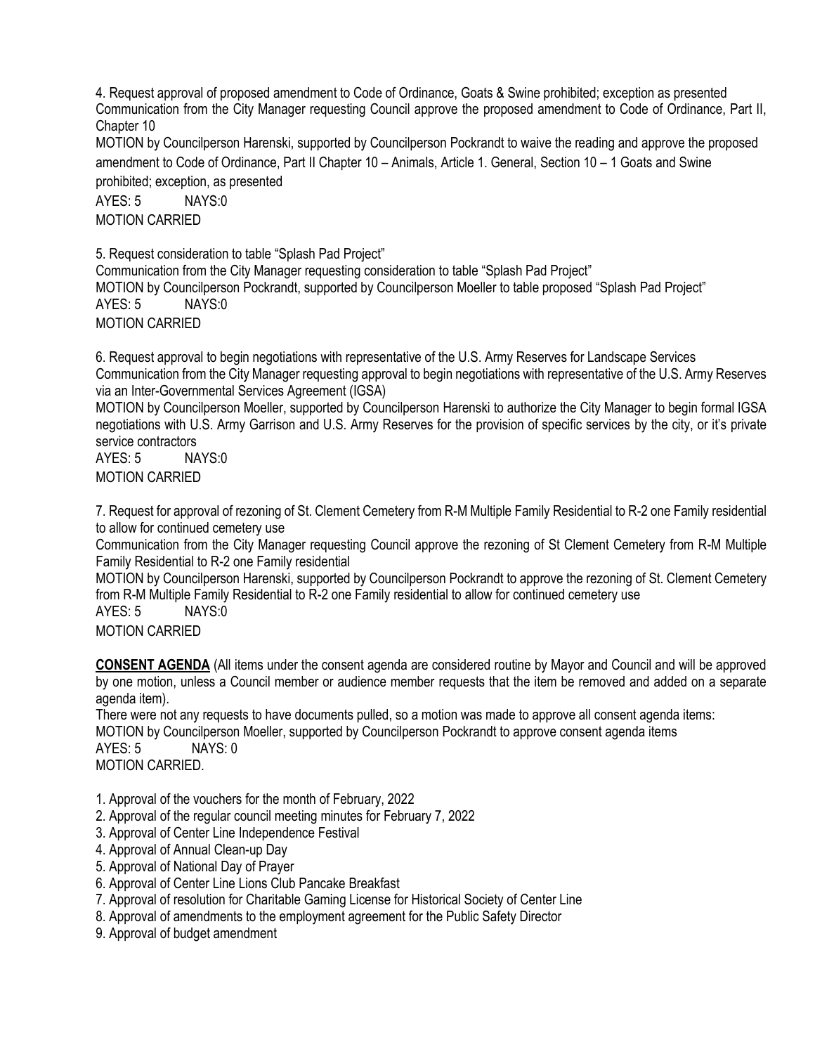4. Request approval of proposed amendment to Code of Ordinance, Goats & Swine prohibited; exception as presented
Communication from the City Manager requesting Council approve the proposed amendment to Code of Ordinance, Part II, Chapter 10
MOTION by Councilperson Harenski, supported by Councilperson Pockrandt to waive the reading and approve the proposed amendment to Code of Ordinance, Part II Chapter 10 – Animals, Article 1. General, Section 10 – 1 Goats and Swine prohibited; exception, as presented
AYES: 5 NAYS:0
MOTION CARRIED

5. Request consideration to table "Splash Pad Project"
Communication from the City Manager requesting consideration to table "Splash Pad Project"
MOTION by Councilperson Pockrandt, supported by Councilperson Moeller to table proposed "Splash Pad Project"
AYES: 5 NAYS:0
MOTION CARRIED

6. Request approval to begin negotiations with representative of the U.S. Army Reserves for Landscape Services
Communication from the City Manager requesting approval to begin negotiations with representative of the U.S. Army Reserves via an Inter-Governmental Services Agreement (IGSA)
MOTION by Councilperson Moeller, supported by Councilperson Harenski to authorize the City Manager to begin formal IGSA negotiations with U.S. Army Garrison and U.S. Army Reserves for the provision of specific services by the city, or it's private service contractors
AYES: 5 NAYS:0
MOTION CARRIED

7. Request for approval of rezoning of St. Clement Cemetery from R-M Multiple Family Residential to R-2 one Family residential to allow for continued cemetery use
Communication from the City Manager requesting Council approve the rezoning of St Clement Cemetery from R-M Multiple Family Residential to R-2 one Family residential
MOTION by Councilperson Harenski, supported by Councilperson Pockrandt to approve the rezoning of St. Clement Cemetery from R-M Multiple Family Residential to R-2 one Family residential to allow for continued cemetery use
AYES: 5 NAYS:0
MOTION CARRIED

**CONSENT AGENDA** (All items under the consent agenda are considered routine by Mayor and Council and will be approved by one motion, unless a Council member or audience member requests that the item be removed and added on a separate agenda item).
There were not any requests to have documents pulled, so a motion was made to approve all consent agenda items:
MOTION by Councilperson Moeller, supported by Councilperson Pockrandt to approve consent agenda items
AYES: 5 NAYS: 0
MOTION CARRIED.

1. Approval of the vouchers for the month of February, 2022
2. Approval of the regular council meeting minutes for February 7, 2022
3. Approval of Center Line Independence Festival
4. Approval of Annual Clean-up Day
5. Approval of National Day of Prayer
6. Approval of Center Line Lions Club Pancake Breakfast
7. Approval of resolution for Charitable Gaming License for Historical Society of Center Line
8. Approval of amendments to the employment agreement for the Public Safety Director
9. Approval of budget amendment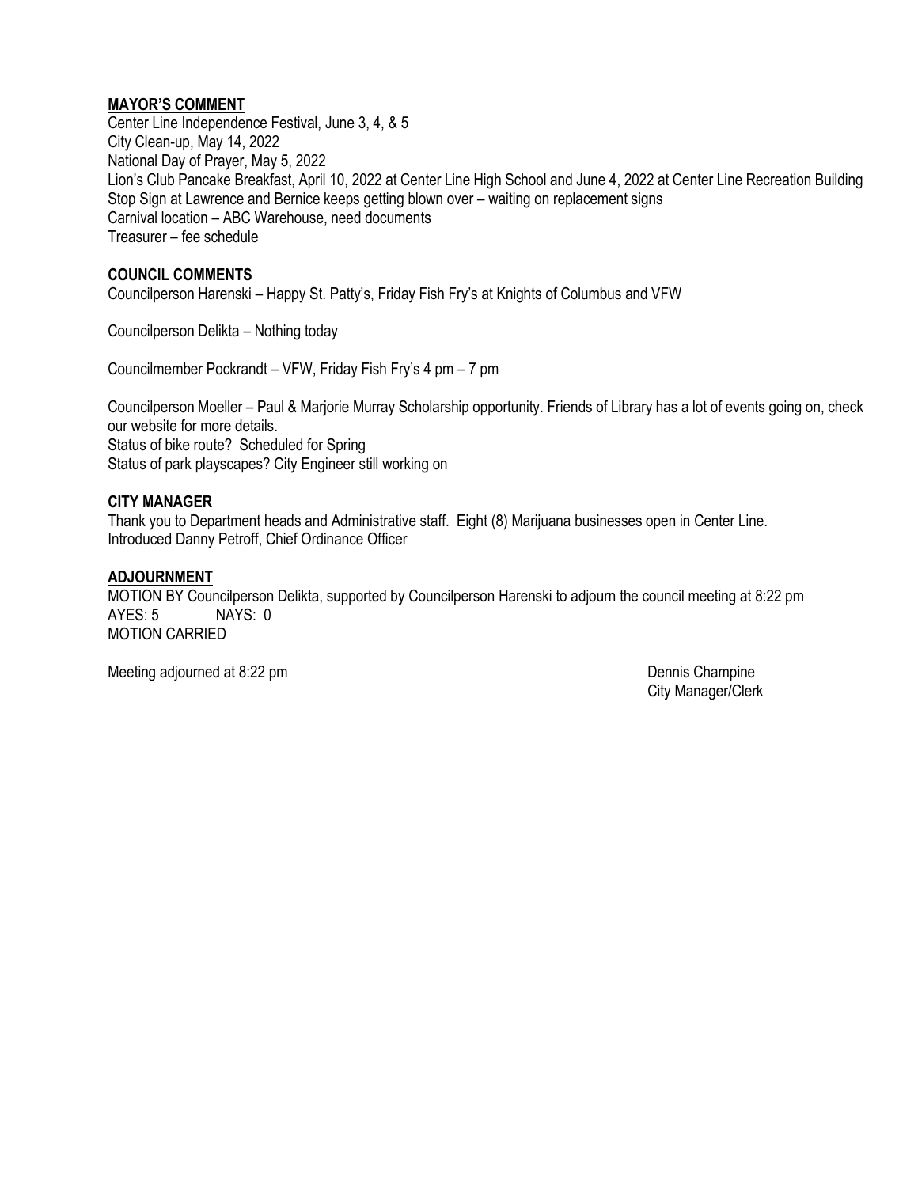**MAYOR'S COMMENT**

Center Line Independence Festival, June 3, 4, & 5
City Clean-up, May 14, 2022
National Day of Prayer, May 5, 2022
Lion's Club Pancake Breakfast, April 10, 2022 at Center Line High School and June 4, 2022 at Center Line Recreation Building
Stop Sign at Lawrence and Bernice keeps getting blown over – waiting on replacement signs
Carnival location – ABC Warehouse, need documents
Treasurer – fee schedule

**COUNCIL COMMENTS**

Councilperson Harenski – Happy St. Patty's, Friday Fish Fry's at Knights of Columbus and VFW

Councilperson Delikta – Nothing today

Councilmember Pockrandt – VFW, Friday Fish Fry's 4 pm – 7 pm

Councilperson Moeller – Paul & Marjorie Murray Scholarship opportunity. Friends of Library has a lot of events going on, check our website for more details.
Status of bike route? Scheduled for Spring
Status of park playscapes? City Engineer still working on

**CITY MANAGER**

Thank you to Department heads and Administrative staff. Eight (8) Marijuana businesses open in Center Line.
Introduced Danny Petroff, Chief Ordinance Officer

**ADJOURNMENT**

MOTION BY Councilperson Delikta, supported by Councilperson Harenski to adjourn the council meeting at 8:22 pm
AYES: 5 NAYS: 0
MOTION CARRIED

Meeting adjourned at 8:22 pm

Dennis Champine
City Manager/Clerk